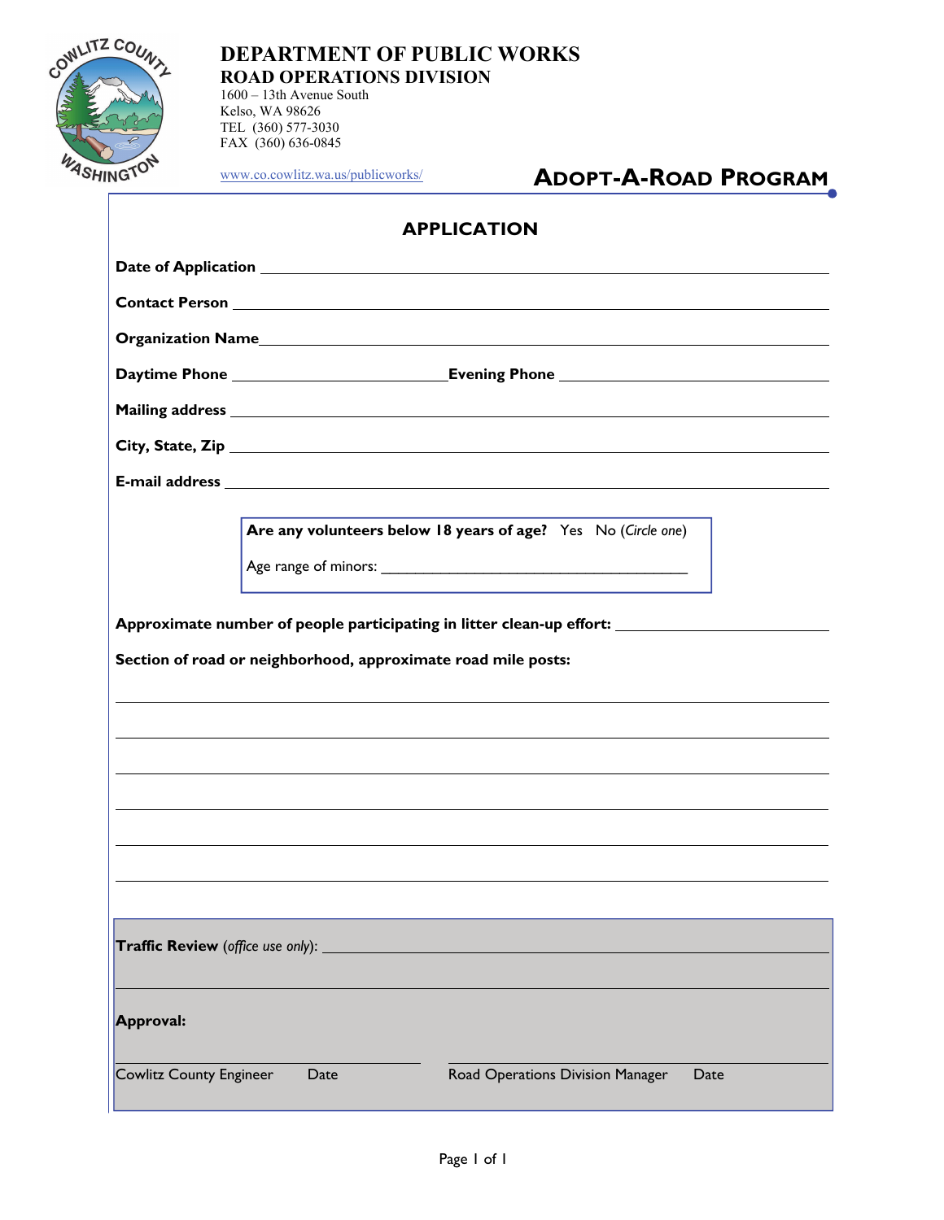# DEPARTMENT OF PUBLIC WORKS

## ROAD OPERATIONS DIVISION

1600 – 13th Avenue South
Kelso, WA 98626
TEL (360) 577-3030
FAX (360) 636-0845

www.co.cowlitz.wa.us/publicworks/

## ADOPT-A-ROAD PROGRAM

### APPLICATION

**Date of Application** ______________________________________________

**Contact Person** ______________________________________________

**Organization Name** ______________________________________________

**Daytime Phone** ________________________ **Evening Phone** ________________________

**Mailing address** ______________________________________________

**City, State, Zip** ______________________________________________

**E-mail address** ______________________________________________

**Are any volunteers below 18 years of age?** Yes No (*Circle one*)

Age range of minors: ______________________________________

**Approximate number of people participating in litter clean-up effort:** ______________________

**Section of road or neighborhood, approximate road mile posts:**

______________________________________________

______________________________________________

______________________________________________

______________________________________________

______________________________________________

______________________________________________

**Traffic Review** (*office use only*): ______________________________________________

______________________________________________

**Approval:**

______________________________ ______________________________
Cowlitz County Engineer Date Road Operations Division Manager Date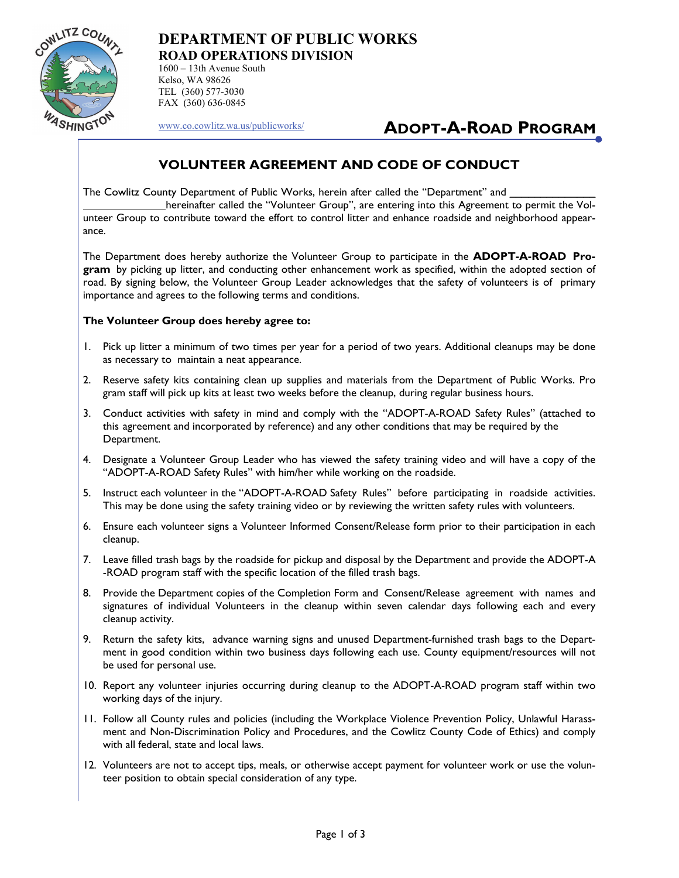# DEPARTMENT OF PUBLIC WORKS

## ROAD OPERATIONS DIVISION

1600 – 13th Avenue South
Kelso, WA 98626
TEL (360) 577-3030
FAX (360) 636-0845

www.co.cowlitz.wa.us/publicworks/

## ADOPT-A-ROAD PROGRAM

## VOLUNTEER AGREEMENT AND CODE OF CONDUCT

The Cowlitz County Department of Public Works, herein after called the "Department" and ______________ ______________ hereinafter called the "Volunteer Group", are entering into this Agreement to permit the Volunteer Group to contribute toward the effort to control litter and enhance roadside and neighborhood appearance.

The Department does hereby authorize the Volunteer Group to participate in the **ADOPT-A-ROAD Program** by picking up litter, and conducting other enhancement work as specified, within the adopted section of road. By signing below, the Volunteer Group Leader acknowledges that the safety of volunteers is of primary importance and agrees to the following terms and conditions.

**The Volunteer Group does hereby agree to:**

1. Pick up litter a minimum of two times per year for a period of two years. Additional cleanups may be done as necessary to maintain a neat appearance.
2. Reserve safety kits containing clean up supplies and materials from the Department of Public Works. Pro gram staff will pick up kits at least two weeks before the cleanup, during regular business hours.
3. Conduct activities with safety in mind and comply with the "ADOPT-A-ROAD Safety Rules" (attached to this agreement and incorporated by reference) and any other conditions that may be required by the Department.
4. Designate a Volunteer Group Leader who has viewed the safety training video and will have a copy of the "ADOPT-A-ROAD Safety Rules" with him/her while working on the roadside.
5. Instruct each volunteer in the "ADOPT-A-ROAD Safety Rules" before participating in roadside activities. This may be done using the safety training video or by reviewing the written safety rules with volunteers.
6. Ensure each volunteer signs a Volunteer Informed Consent/Release form prior to their participation in each cleanup.
7. Leave filled trash bags by the roadside for pickup and disposal by the Department and provide the ADOPT-A -ROAD program staff with the specific location of the filled trash bags.
8. Provide the Department copies of the Completion Form and Consent/Release agreement with names and signatures of individual Volunteers in the cleanup within seven calendar days following each and every cleanup activity.
9. Return the safety kits, advance warning signs and unused Department-furnished trash bags to the Department in good condition within two business days following each use. County equipment/resources will not be used for personal use.
10. Report any volunteer injuries occurring during cleanup to the ADOPT-A-ROAD program staff within two working days of the injury.
11. Follow all County rules and policies (including the Workplace Violence Prevention Policy, Unlawful Harassment and Non-Discrimination Policy and Procedures, and the Cowlitz County Code of Ethics) and comply with all federal, state and local laws.
12. Volunteers are not to accept tips, meals, or otherwise accept payment for volunteer work or use the volunteer position to obtain special consideration of any type.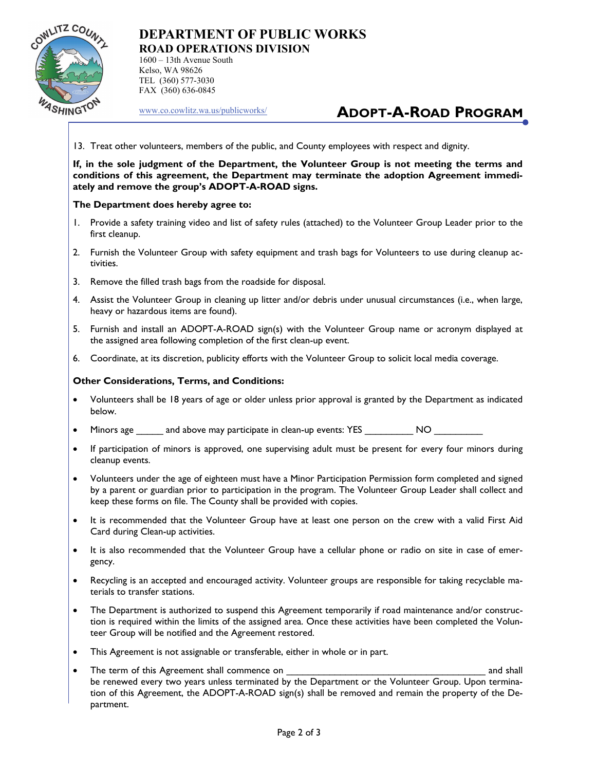13. Treat other volunteers, members of the public, and County employees with respect and dignity.

**If, in the sole judgment of the Department, the Volunteer Group is not meeting the terms and conditions of this agreement, the Department may terminate the adoption Agreement immediately and remove the group's ADOPT-A-ROAD signs.**

**The Department does hereby agree to:**

1. Provide a safety training video and list of safety rules (attached) to the Volunteer Group Leader prior to the first cleanup.
2. Furnish the Volunteer Group with safety equipment and trash bags for Volunteers to use during cleanup activities.
3. Remove the filled trash bags from the roadside for disposal.
4. Assist the Volunteer Group in cleaning up litter and/or debris under unusual circumstances (i.e., when large, heavy or hazardous items are found).
5. Furnish and install an ADOPT-A-ROAD sign(s) with the Volunteer Group name or acronym displayed at the assigned area following completion of the first clean-up event.
6. Coordinate, at its discretion, publicity efforts with the Volunteer Group to solicit local media coverage.

**Other Considerations, Terms, and Conditions:**

- Volunteers shall be 18 years of age or older unless prior approval is granted by the Department as indicated below.
- Minors age _____ and above may participate in clean-up events: YES _________ NO _________
- If participation of minors is approved, one supervising adult must be present for every four minors during cleanup events.
- Volunteers under the age of eighteen must have a Minor Participation Permission form completed and signed by a parent or guardian prior to participation in the program. The Volunteer Group Leader shall collect and keep these forms on file. The County shall be provided with copies.
- It is recommended that the Volunteer Group have at least one person on the crew with a valid First Aid Card during Clean-up activities.
- It is also recommended that the Volunteer Group have a cellular phone or radio on site in case of emergency.
- Recycling is an accepted and encouraged activity. Volunteer groups are responsible for taking recyclable materials to transfer stations.
- The Department is authorized to suspend this Agreement temporarily if road maintenance and/or construction is required within the limits of the assigned area. Once these activities have been completed the Volunteer Group will be notified and the Agreement restored.
- This Agreement is not assignable or transferable, either in whole or in part.
- The term of this Agreement shall commence on ______________________________________ and shall be renewed every two years unless terminated by the Department or the Volunteer Group. Upon termination of this Agreement, the ADOPT-A-ROAD sign(s) shall be removed and remain the property of the Department.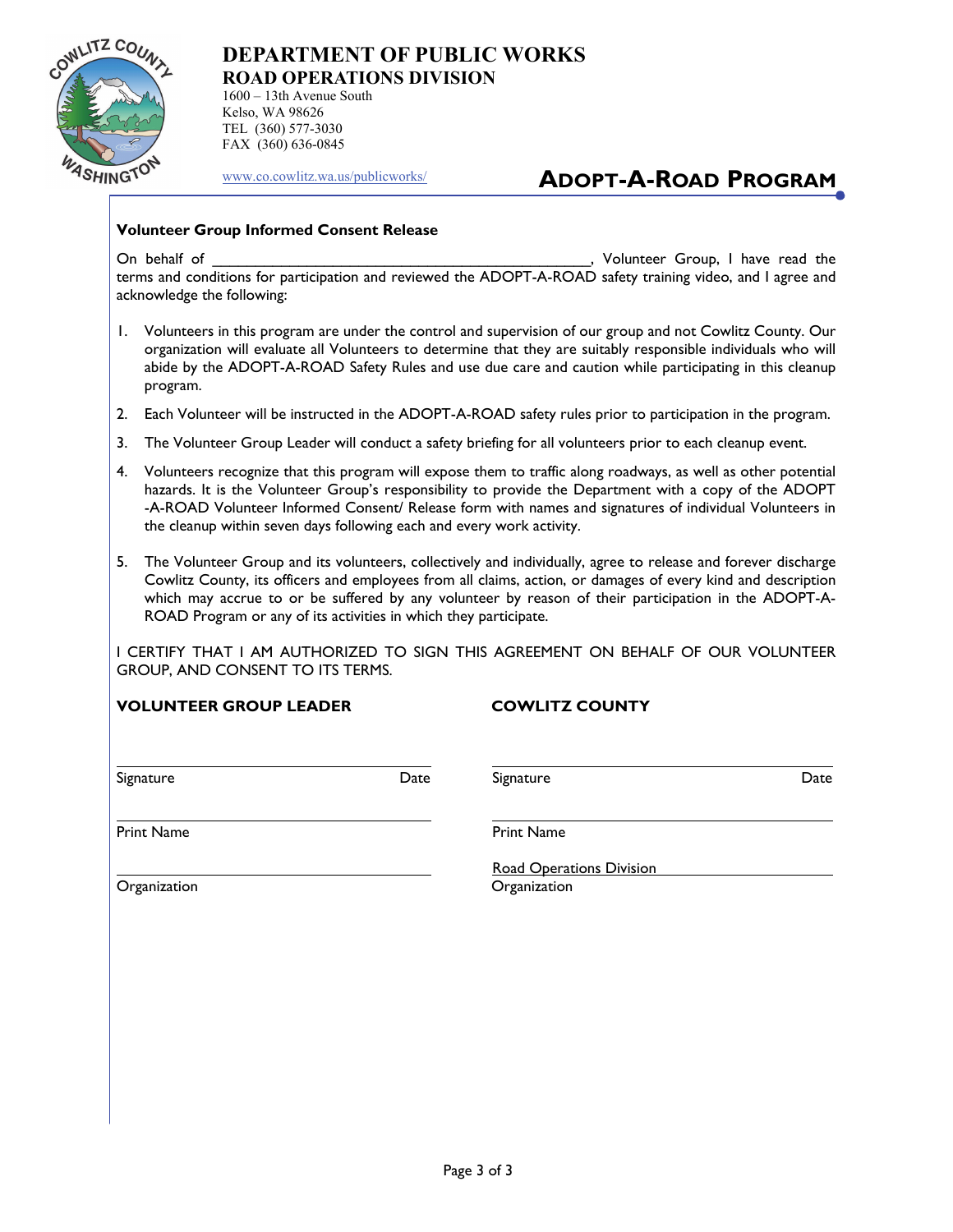**DEPARTMENT OF PUBLIC WORKS**
**ROAD OPERATIONS DIVISION**
1600 – 13th Avenue South
Kelso, WA 98626
TEL (360) 577-3030
FAX (360) 636-0845

www.co.cowlitz.wa.us/publicworks/

# ADOPT-A-ROAD PROGRAM

### Volunteer Group Informed Consent Release

On behalf of _____________________________________________, Volunteer Group, I have read the terms and conditions for participation and reviewed the ADOPT-A-ROAD safety training video, and I agree and acknowledge the following:

1. Volunteers in this program are under the control and supervision of our group and not Cowlitz County. Our organization will evaluate all Volunteers to determine that they are suitably responsible individuals who will abide by the ADOPT-A-ROAD Safety Rules and use due care and caution while participating in this cleanup program.
2. Each Volunteer will be instructed in the ADOPT-A-ROAD safety rules prior to participation in the program.
3. The Volunteer Group Leader will conduct a safety briefing for all volunteers prior to each cleanup event.
4. Volunteers recognize that this program will expose them to traffic along roadways, as well as other potential hazards. It is the Volunteer Group's responsibility to provide the Department with a copy of the ADOPT -A-ROAD Volunteer Informed Consent/ Release form with names and signatures of individual Volunteers in the cleanup within seven days following each and every work activity.
5. The Volunteer Group and its volunteers, collectively and individually, agree to release and forever discharge Cowlitz County, its officers and employees from all claims, action, or damages of every kind and description which may accrue to or be suffered by any volunteer by reason of their participation in the ADOPT-A-ROAD Program or any of its activities in which they participate.

I CERTIFY THAT I AM AUTHORIZED TO SIGN THIS AGREEMENT ON BEHALF OF OUR VOLUNTEER GROUP, AND CONSENT TO ITS TERMS.

**VOLUNTEER GROUP LEADER**

_________________________________________
Signature                                                    Date

_________________________________________
Print Name

_________________________________________
Organization

**COWLITZ COUNTY**

_________________________________________
Signature                                                    Date

_________________________________________
Print Name

Road Operations Division
Organization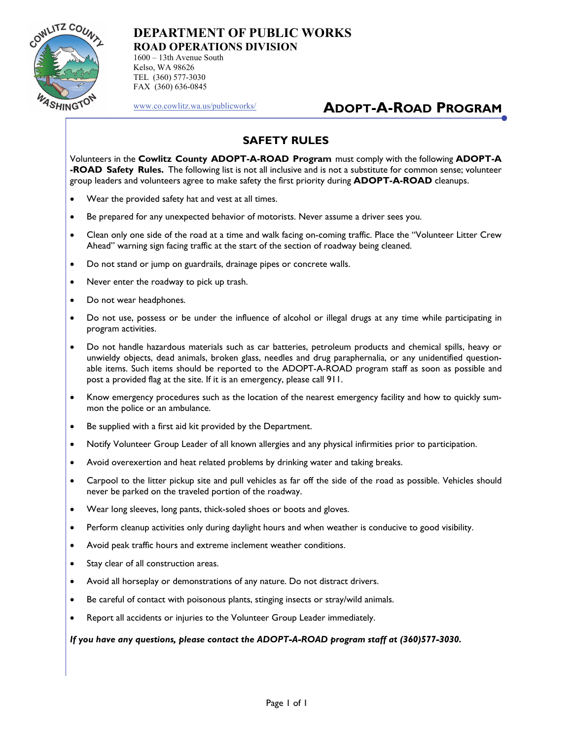# DEPARTMENT OF PUBLIC WORKS
## ROAD OPERATIONS DIVISION

1600 – 13th Avenue South
Kelso, WA 98626
TEL (360) 577-3030
FAX (360) 636-0845

www.co.cowlitz.wa.us/publicworks/

# ADOPT-A-ROAD PROGRAM

## SAFETY RULES

Volunteers in the **Cowlitz County ADOPT-A-ROAD Program** must comply with the following **ADOPT-A-ROAD Safety Rules.** The following list is not all inclusive and is not a substitute for common sense; volunteer group leaders and volunteers agree to make safety the first priority during **ADOPT-A-ROAD** cleanups.

- Wear the provided safety hat and vest at all times.
- Be prepared for any unexpected behavior of motorists. Never assume a driver sees you.
- Clean only one side of the road at a time and walk facing on-coming traffic. Place the "Volunteer Litter Crew Ahead" warning sign facing traffic at the start of the section of roadway being cleaned.
- Do not stand or jump on guardrails, drainage pipes or concrete walls.
- Never enter the roadway to pick up trash.
- Do not wear headphones.
- Do not use, possess or be under the influence of alcohol or illegal drugs at any time while participating in program activities.
- Do not handle hazardous materials such as car batteries, petroleum products and chemical spills, heavy or unwieldy objects, dead animals, broken glass, needles and drug paraphernalia, or any unidentified questionable items. Such items should be reported to the ADOPT-A-ROAD program staff as soon as possible and post a provided flag at the site. If it is an emergency, please call 911.
- Know emergency procedures such as the location of the nearest emergency facility and how to quickly summon the police or an ambulance.
- Be supplied with a first aid kit provided by the Department.
- Notify Volunteer Group Leader of all known allergies and any physical infirmities prior to participation.
- Avoid overexertion and heat related problems by drinking water and taking breaks.
- Carpool to the litter pickup site and pull vehicles as far off the side of the road as possible. Vehicles should never be parked on the traveled portion of the roadway.
- Wear long sleeves, long pants, thick-soled shoes or boots and gloves.
- Perform cleanup activities only during daylight hours and when weather is conducive to good visibility.
- Avoid peak traffic hours and extreme inclement weather conditions.
- Stay clear of all construction areas.
- Avoid all horseplay or demonstrations of any nature. Do not distract drivers.
- Be careful of contact with poisonous plants, stinging insects or stray/wild animals.
- Report all accidents or injuries to the Volunteer Group Leader immediately.

***If you have any questions, please contact the ADOPT-A-ROAD program staff at (360)577-3030.***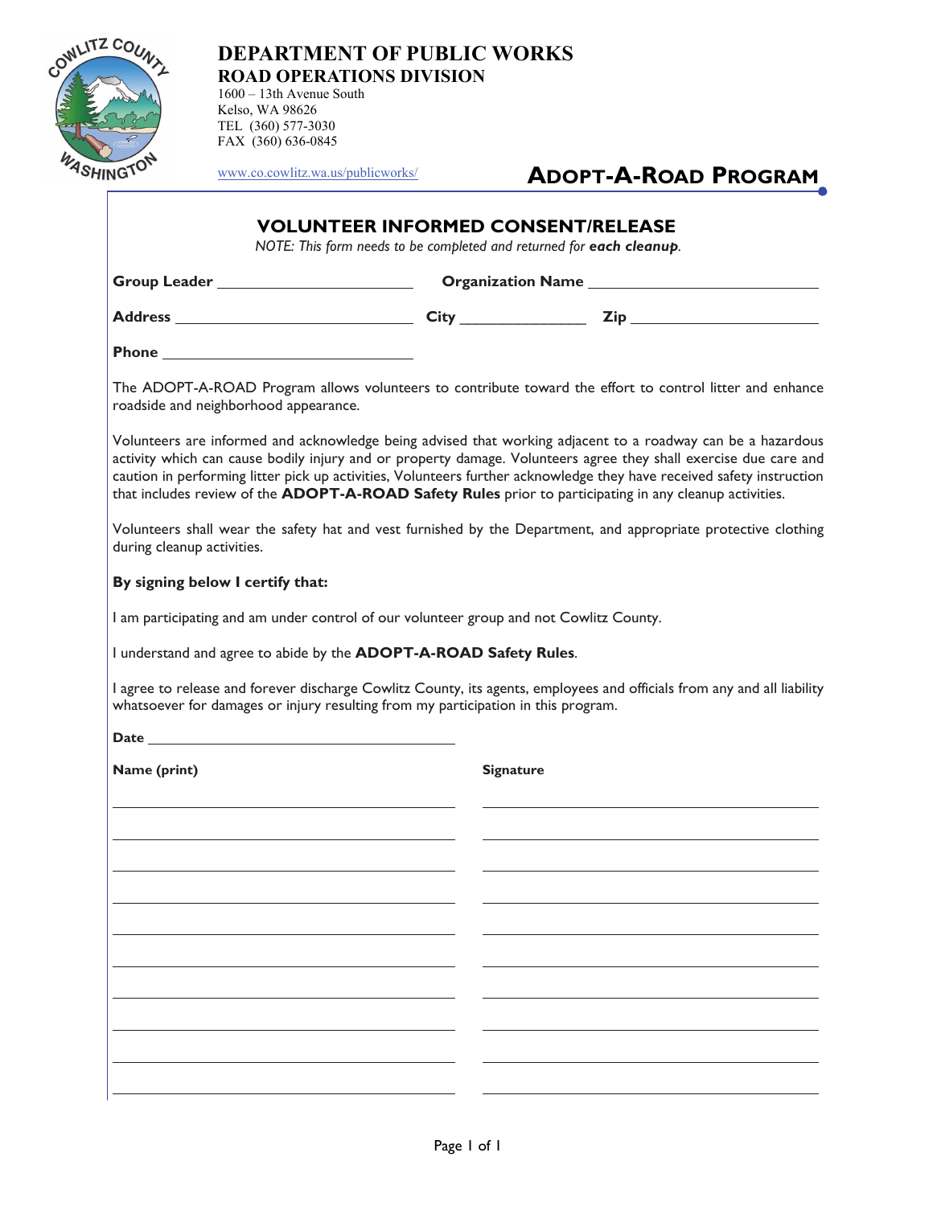# DEPARTMENT OF PUBLIC WORKS
## ROAD OPERATIONS DIVISION

1600 – 13th Avenue South
Kelso, WA 98626
TEL (360) 577-3030
FAX (360) 636-0845

www.co.cowlitz.wa.us/publicworks/

## ADOPT-A-ROAD PROGRAM

### VOLUNTEER INFORMED CONSENT/RELEASE

*NOTE: This form needs to be completed and returned for* ***each cleanup****.*

**Group Leader** ______________________ **Organization Name** ______________________

**Address** ______________________ **City** ______________ **Zip** ______________________

**Phone** ______________________

The ADOPT-A-ROAD Program allows volunteers to contribute toward the effort to control litter and enhance roadside and neighborhood appearance.

Volunteers are informed and acknowledge being advised that working adjacent to a roadway can be a hazardous activity which can cause bodily injury and or property damage. Volunteers agree they shall exercise due care and caution in performing litter pick up activities, Volunteers further acknowledge they have received safety instruction that includes review of the **ADOPT-A-ROAD Safety Rules** prior to participating in any cleanup activities.

Volunteers shall wear the safety hat and vest furnished by the Department, and appropriate protective clothing during cleanup activities.

**By signing below I certify that:**

I am participating and am under control of our volunteer group and not Cowlitz County.

I understand and agree to abide by the **ADOPT-A-ROAD Safety Rules**.

I agree to release and forever discharge Cowlitz County, its agents, employees and officials from any and all liability whatsoever for damages or injury resulting from my participation in this program.

**Date** ______________________

| Name (print) | Signature |
|---|---|
| | |
| | |
| | |
| | |
| | |
| | |
| | |
| | |
| | |
| | |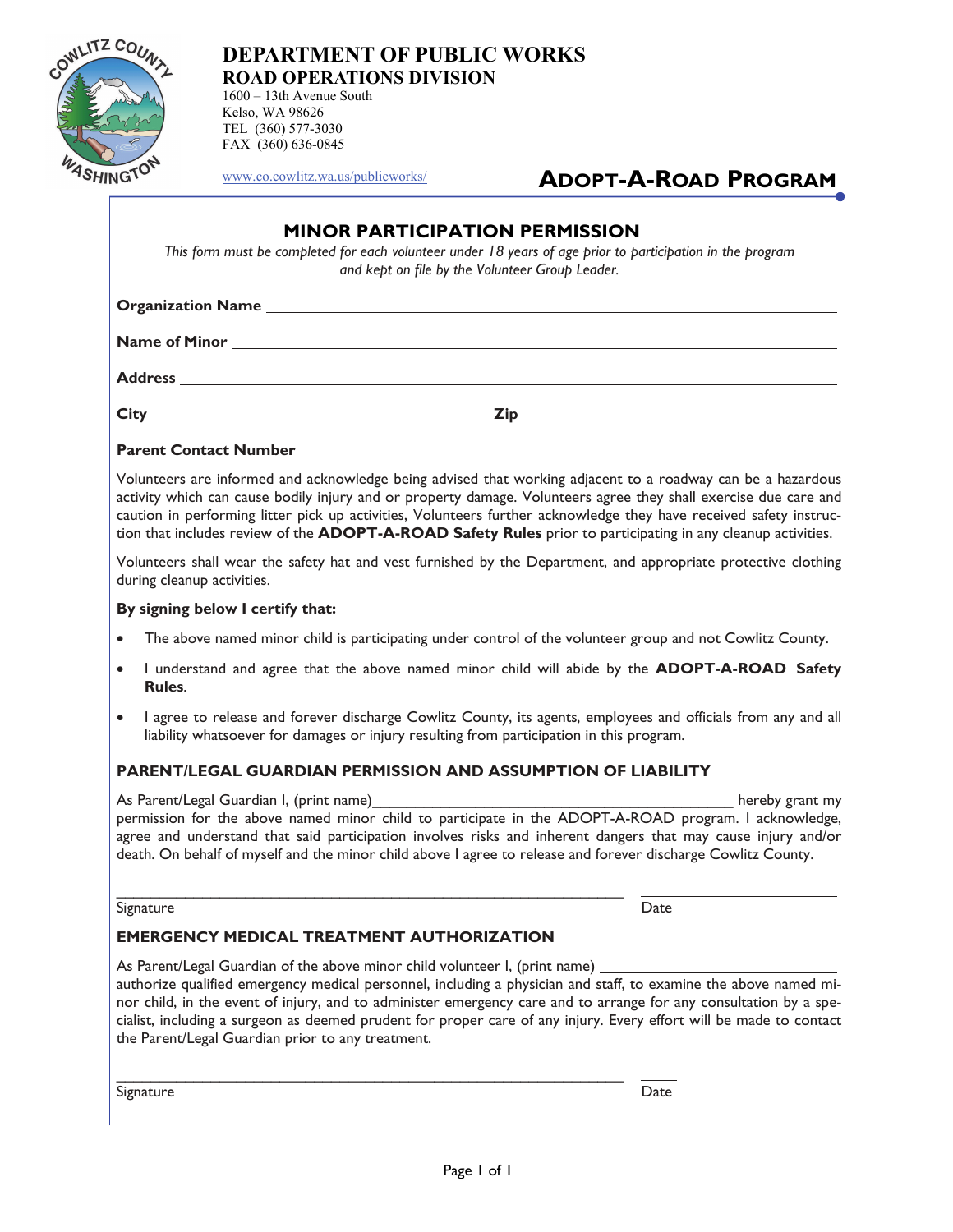# DEPARTMENT OF PUBLIC WORKS

## ROAD OPERATIONS DIVISION

1600 – 13th Avenue South
Kelso, WA 98626
TEL (360) 577-3030
FAX (360) 636-0845

www.co.cowlitz.wa.us/publicworks/

## ADOPT-A-ROAD PROGRAM

### MINOR PARTICIPATION PERMISSION

*This form must be completed for each volunteer under 18 years of age prior to participation in the program and kept on file by the Volunteer Group Leader.*

**Organization Name** ____________________

**Name of Minor** ____________________

**Address** ____________________

**City** ____________________ **Zip** ____________________

**Parent Contact Number** ____________________

Volunteers are informed and acknowledge being advised that working adjacent to a roadway can be a hazardous activity which can cause bodily injury and or property damage. Volunteers agree they shall exercise due care and caution in performing litter pick up activities, Volunteers further acknowledge they have received safety instruction that includes review of the **ADOPT-A-ROAD Safety Rules** prior to participating in any cleanup activities.

Volunteers shall wear the safety hat and vest furnished by the Department, and appropriate protective clothing during cleanup activities.

**By signing below I certify that:**

- The above named minor child is participating under control of the volunteer group and not Cowlitz County.
- I understand and agree that the above named minor child will abide by the **ADOPT-A-ROAD Safety Rules**.
- I agree to release and forever discharge Cowlitz County, its agents, employees and officials from any and all liability whatsoever for damages or injury resulting from participation in this program.

### PARENT/LEGAL GUARDIAN PERMISSION AND ASSUMPTION OF LIABILITY

As Parent/Legal Guardian I, (print name)____________________ hereby grant my permission for the above named minor child to participate in the ADOPT-A-ROAD program. I acknowledge, agree and understand that said participation involves risks and inherent dangers that may cause injury and/or death. On behalf of myself and the minor child above I agree to release and forever discharge Cowlitz County.

____________________ ____________________
Signature Date

### EMERGENCY MEDICAL TREATMENT AUTHORIZATION

As Parent/Legal Guardian of the above minor child volunteer I, (print name) ____________________ authorize qualified emergency medical personnel, including a physician and staff, to examine the above named minor child, in the event of injury, and to administer emergency care and to arrange for any consultation by a specialist, including a surgeon as deemed prudent for proper care of any injury. Every effort will be made to contact the Parent/Legal Guardian prior to any treatment.

____________________ ____________________
Signature Date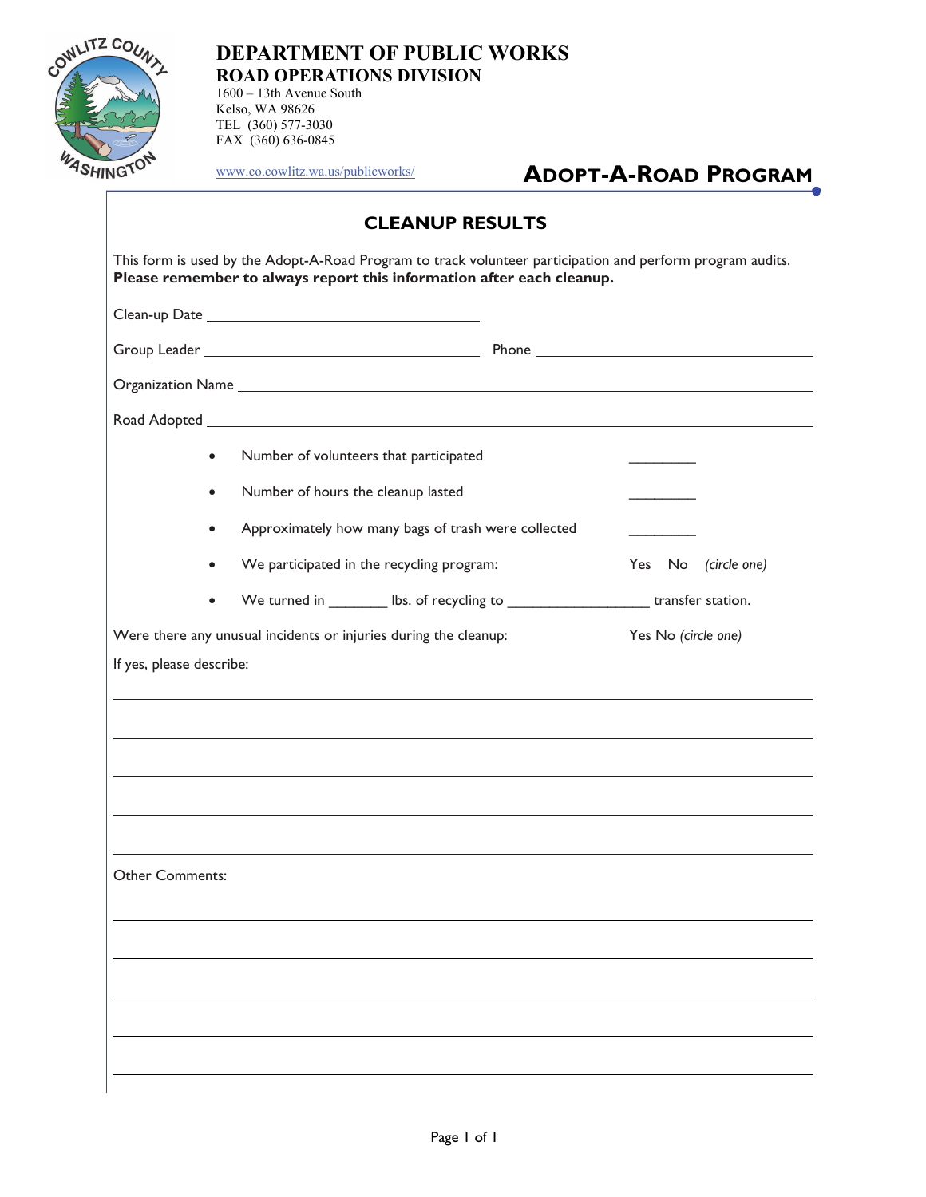# DEPARTMENT OF PUBLIC WORKS
## ROAD OPERATIONS DIVISION

1600 – 13th Avenue South
Kelso, WA 98626
TEL (360) 577-3030
FAX (360) 636-0845

www.co.cowlitz.wa.us/publicworks/

# ADOPT-A-ROAD PROGRAM

## CLEANUP RESULTS

This form is used by the Adopt-A-Road Program to track volunteer participation and perform program audits. **Please remember to always report this information after each cleanup.**

Clean-up Date ______________________________

Group Leader ______________________________ Phone ______________________________

Organization Name ______________________________________________________________

Road Adopted ___________________________________________________________________

- Number of volunteers that participated ________
- Number of hours the cleanup lasted ________
- Approximately how many bags of trash were collected ________
- We participated in the recycling program: Yes No *(circle one)*
- We turned in _______ lbs. of recycling to _________________ transfer station.

Were there any unusual incidents or injuries during the cleanup: Yes No *(circle one)*

If yes, please describe:

_______________________________________________________________________________

_______________________________________________________________________________

_______________________________________________________________________________

_______________________________________________________________________________

_______________________________________________________________________________

Other Comments:

_______________________________________________________________________________

_______________________________________________________________________________

_______________________________________________________________________________

_______________________________________________________________________________

_______________________________________________________________________________